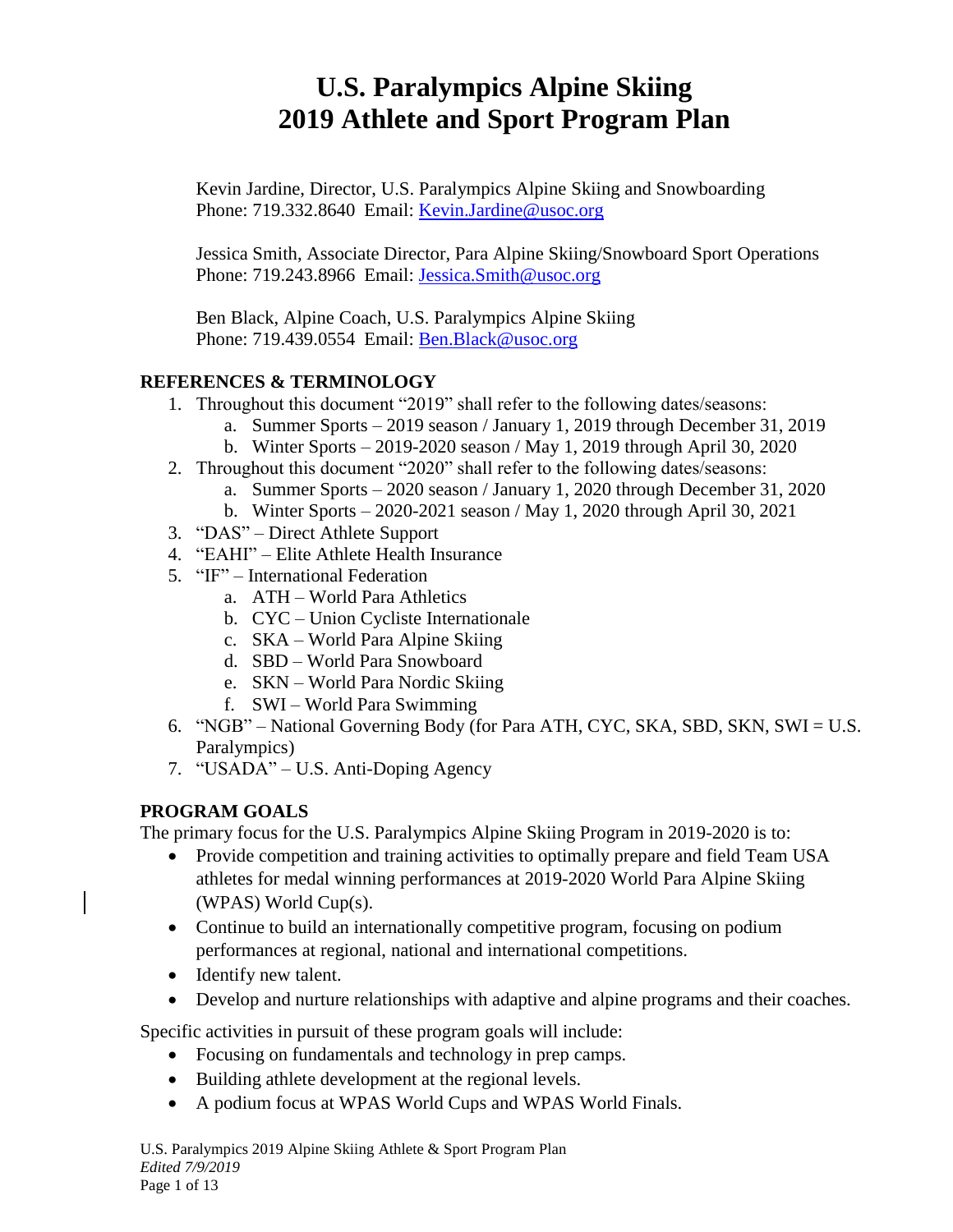# U.S. Paralympics Alpine Skiing
# 2019 Athlete and Sport Program Plan

Kevin Jardine, Director, U.S. Paralympics Alpine Skiing and Snowboarding
Phone: 719.332.8640 Email: Kevin.Jardine@usoc.org

Jessica Smith, Associate Director, Para Alpine Skiing/Snowboard Sport Operations
Phone: 719.243.8966 Email: Jessica.Smith@usoc.org

Ben Black, Alpine Coach, U.S. Paralympics Alpine Skiing
Phone: 719.439.0554 Email: Ben.Black@usoc.org

## REFERENCES & TERMINOLOGY

1. Throughout this document "2019" shall refer to the following dates/seasons:
   a. Summer Sports – 2019 season / January 1, 2019 through December 31, 2019
   b. Winter Sports – 2019-2020 season / May 1, 2019 through April 30, 2020
2. Throughout this document "2020" shall refer to the following dates/seasons:
   a. Summer Sports – 2020 season / January 1, 2020 through December 31, 2020
   b. Winter Sports – 2020-2021 season / May 1, 2020 through April 30, 2021
3. "DAS" – Direct Athlete Support
4. "EAHI" – Elite Athlete Health Insurance
5. "IF" – International Federation
   a. ATH – World Para Athletics
   b. CYC – Union Cycliste Internationale
   c. SKA – World Para Alpine Skiing
   d. SBD – World Para Snowboard
   e. SKN – World Para Nordic Skiing
   f. SWI – World Para Swimming
6. "NGB" – National Governing Body (for Para ATH, CYC, SKA, SBD, SKN, SWI = U.S. Paralympics)
7. "USADA" – U.S. Anti-Doping Agency

## PROGRAM GOALS

The primary focus for the U.S. Paralympics Alpine Skiing Program in 2019-2020 is to:

- Provide competition and training activities to optimally prepare and field Team USA athletes for medal winning performances at 2019-2020 World Para Alpine Skiing (WPAS) World Cup(s).
- Continue to build an internationally competitive program, focusing on podium performances at regional, national and international competitions.
- Identify new talent.
- Develop and nurture relationships with adaptive and alpine programs and their coaches.

Specific activities in pursuit of these program goals will include:

- Focusing on fundamentals and technology in prep camps.
- Building athlete development at the regional levels.
- A podium focus at WPAS World Cups and WPAS World Finals.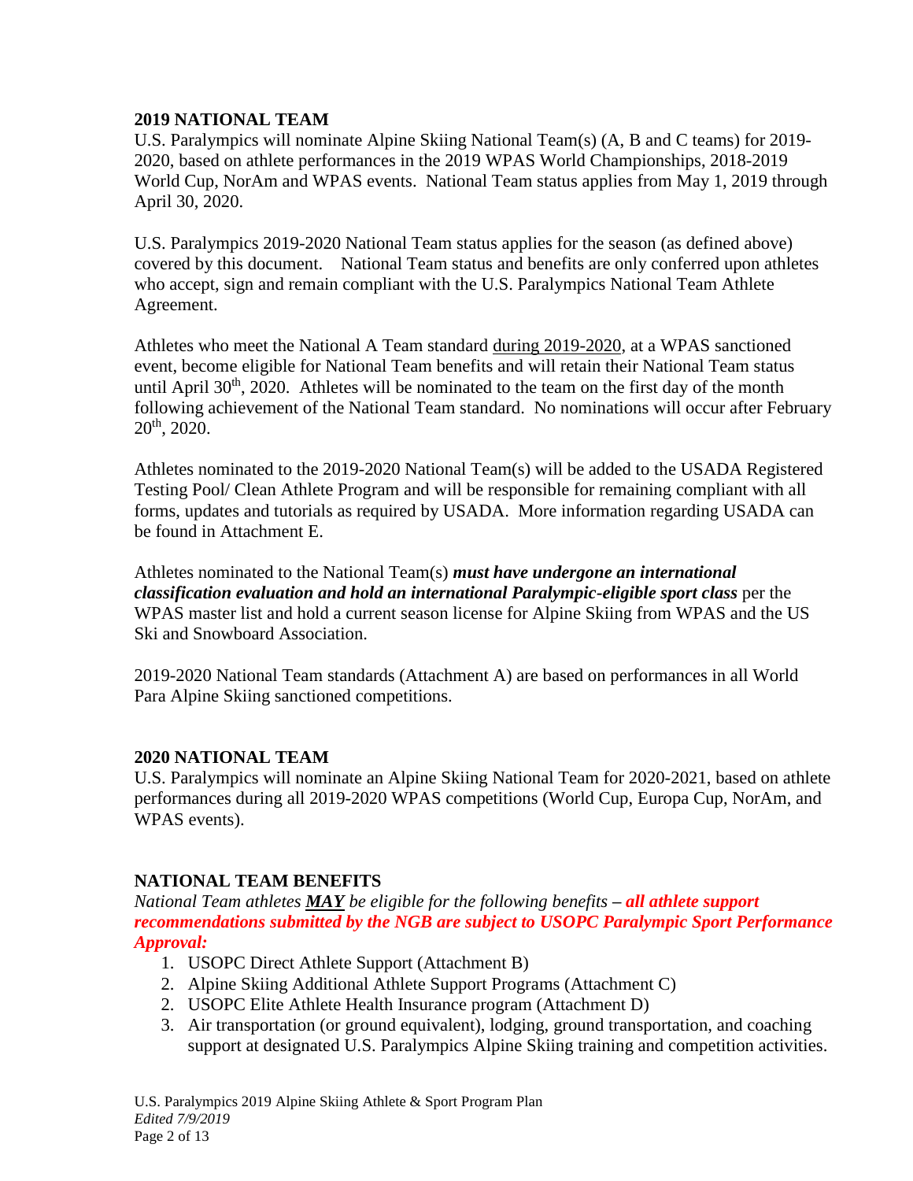## 2019 NATIONAL TEAM

U.S. Paralympics will nominate Alpine Skiing National Team(s) (A, B and C teams) for 2019-2020, based on athlete performances in the 2019 WPAS World Championships, 2018-2019 World Cup, NorAm and WPAS events. National Team status applies from May 1, 2019 through April 30, 2020.

U.S. Paralympics 2019-2020 National Team status applies for the season (as defined above) covered by this document. National Team status and benefits are only conferred upon athletes who accept, sign and remain compliant with the U.S. Paralympics National Team Athlete Agreement.

Athletes who meet the National A Team standard <u>during 2019-2020</u>, at a WPAS sanctioned event, become eligible for National Team benefits and will retain their National Team status until April 30th, 2020. Athletes will be nominated to the team on the first day of the month following achievement of the National Team standard. No nominations will occur after February 20th, 2020.

Athletes nominated to the 2019-2020 National Team(s) will be added to the USADA Registered Testing Pool/ Clean Athlete Program and will be responsible for remaining compliant with all forms, updates and tutorials as required by USADA. More information regarding USADA can be found in Attachment E.

Athletes nominated to the National Team(s) ***must have undergone an international classification evaluation and hold an international Paralympic-eligible sport class*** per the WPAS master list and hold a current season license for Alpine Skiing from WPAS and the US Ski and Snowboard Association.

2019-2020 National Team standards (Attachment A) are based on performances in all World Para Alpine Skiing sanctioned competitions.

## 2020 NATIONAL TEAM

U.S. Paralympics will nominate an Alpine Skiing National Team for 2020-2021, based on athlete performances during all 2019-2020 WPAS competitions (World Cup, Europa Cup, NorAm, and WPAS events).

## NATIONAL TEAM BENEFITS

*National Team athletes* ***<u>MAY</u>*** *be eligible for the following benefits –* ***all athlete support recommendations submitted by the NGB are subject to USOPC Paralympic Sport Performance Approval:***

1. USOPC Direct Athlete Support (Attachment B)
2. Alpine Skiing Additional Athlete Support Programs (Attachment C)
2. USOPC Elite Athlete Health Insurance program (Attachment D)
3. Air transportation (or ground equivalent), lodging, ground transportation, and coaching support at designated U.S. Paralympics Alpine Skiing training and competition activities.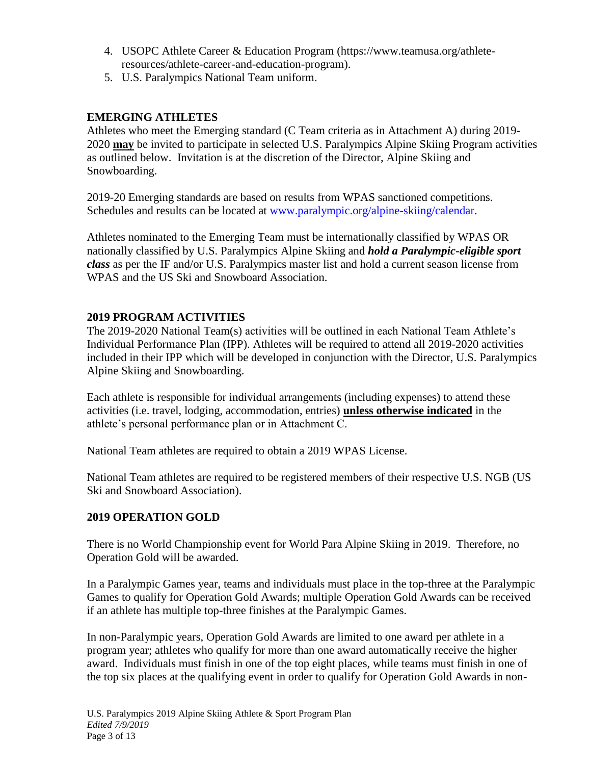4. USOPC Athlete Career & Education Program (https://www.teamusa.org/athlete-resources/athlete-career-and-education-program).
5. U.S. Paralympics National Team uniform.

## EMERGING ATHLETES

Athletes who meet the Emerging standard (C Team criteria as in Attachment A) during 2019-2020 **may** be invited to participate in selected U.S. Paralympics Alpine Skiing Program activities as outlined below. Invitation is at the discretion of the Director, Alpine Skiing and Snowboarding.

2019-20 Emerging standards are based on results from WPAS sanctioned competitions. Schedules and results can be located at www.paralympic.org/alpine-skiing/calendar.

Athletes nominated to the Emerging Team must be internationally classified by WPAS OR nationally classified by U.S. Paralympics Alpine Skiing and ***hold a Paralympic-eligible sport class*** as per the IF and/or U.S. Paralympics master list and hold a current season license from WPAS and the US Ski and Snowboard Association.

## 2019 PROGRAM ACTIVITIES

The 2019-2020 National Team(s) activities will be outlined in each National Team Athlete's Individual Performance Plan (IPP). Athletes will be required to attend all 2019-2020 activities included in their IPP which will be developed in conjunction with the Director, U.S. Paralympics Alpine Skiing and Snowboarding.

Each athlete is responsible for individual arrangements (including expenses) to attend these activities (i.e. travel, lodging, accommodation, entries) **unless otherwise indicated** in the athlete's personal performance plan or in Attachment C.

National Team athletes are required to obtain a 2019 WPAS License.

National Team athletes are required to be registered members of their respective U.S. NGB (US Ski and Snowboard Association).

## 2019 OPERATION GOLD

There is no World Championship event for World Para Alpine Skiing in 2019. Therefore, no Operation Gold will be awarded.

In a Paralympic Games year, teams and individuals must place in the top-three at the Paralympic Games to qualify for Operation Gold Awards; multiple Operation Gold Awards can be received if an athlete has multiple top-three finishes at the Paralympic Games.

In non-Paralympic years, Operation Gold Awards are limited to one award per athlete in a program year; athletes who qualify for more than one award automatically receive the higher award. Individuals must finish in one of the top eight places, while teams must finish in one of the top six places at the qualifying event in order to qualify for Operation Gold Awards in non-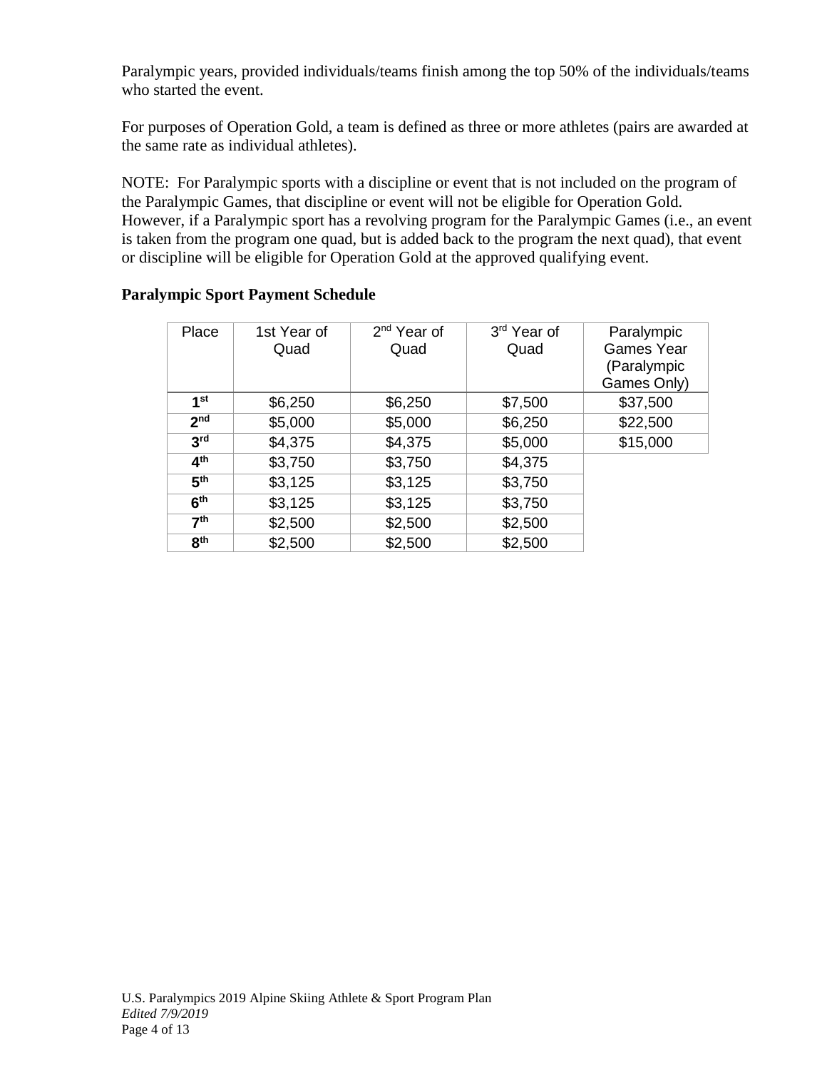Paralympic years, provided individuals/teams finish among the top 50% of the individuals/teams who started the event.

For purposes of Operation Gold, a team is defined as three or more athletes (pairs are awarded at the same rate as individual athletes).

NOTE: For Paralympic sports with a discipline or event that is not included on the program of the Paralympic Games, that discipline or event will not be eligible for Operation Gold. However, if a Paralympic sport has a revolving program for the Paralympic Games (i.e., an event is taken from the program one quad, but is added back to the program the next quad), that event or discipline will be eligible for Operation Gold at the approved qualifying event.

**Paralympic Sport Payment Schedule**

| Place | 1st Year of Quad | 2nd Year of Quad | 3rd Year of Quad | Paralympic Games Year (Paralympic Games Only) |
|---|---|---|---|---|
| **1st** | $6,250 | $6,250 | $7,500 | $37,500 |
| **2nd** | $5,000 | $5,000 | $6,250 | $22,500 |
| **3rd** | $4,375 | $4,375 | $5,000 | $15,000 |
| **4th** | $3,750 | $3,750 | $4,375 | |
| **5th** | $3,125 | $3,125 | $3,750 | |
| **6th** | $3,125 | $3,125 | $3,750 | |
| **7th** | $2,500 | $2,500 | $2,500 | |
| **8th** | $2,500 | $2,500 | $2,500 | |

U.S. Paralympics 2019 Alpine Skiing Athlete & Sport Program Plan
*Edited 7/9/2019*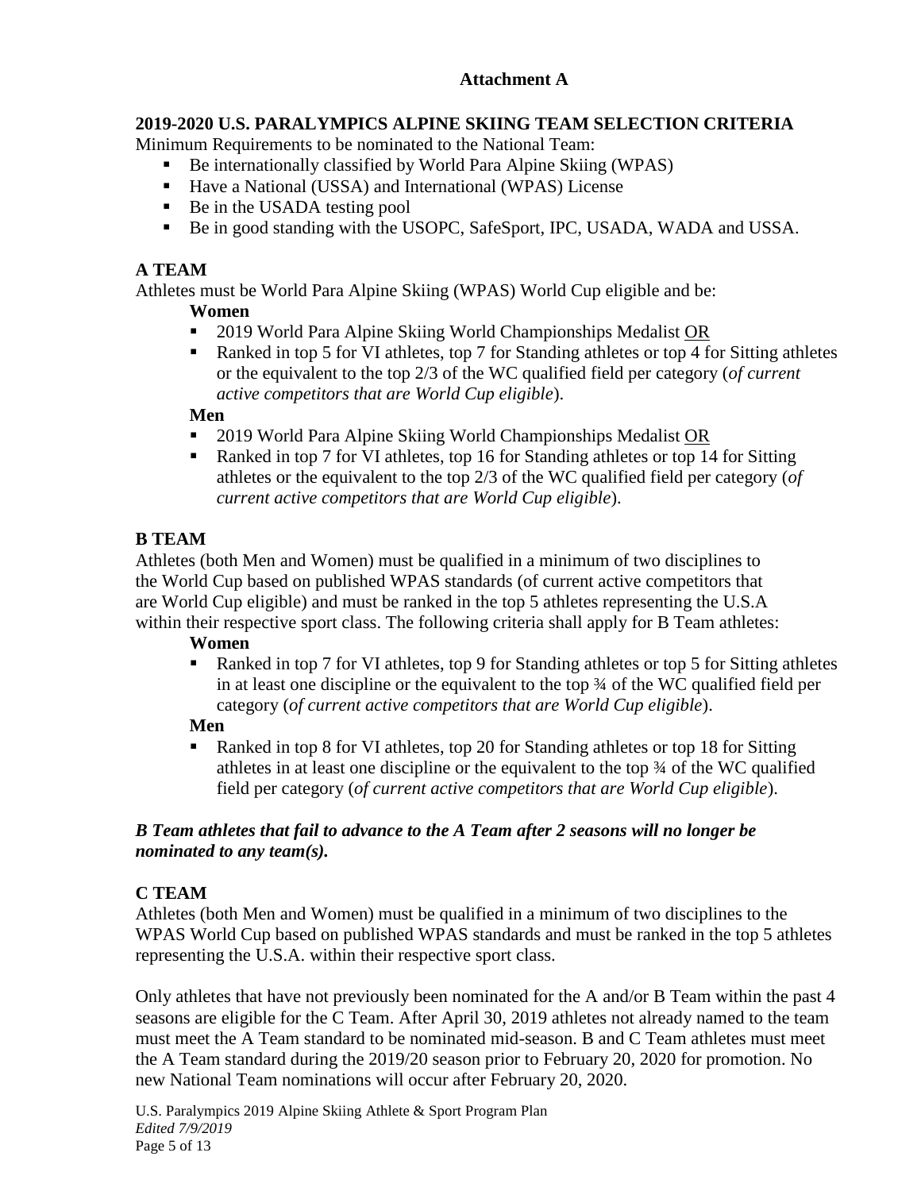**Attachment A**

## 2019-2020 U.S. PARALYMPICS ALPINE SKIING TEAM SELECTION CRITERIA

Minimum Requirements to be nominated to the National Team:

- Be internationally classified by World Para Alpine Skiing (WPAS)
- Have a National (USSA) and International (WPAS) License
- Be in the USADA testing pool
- Be in good standing with the USOPC, SafeSport, IPC, USADA, WADA and USSA.

### A TEAM

Athletes must be World Para Alpine Skiing (WPAS) World Cup eligible and be:

**Women**

- 2019 World Para Alpine Skiing World Championships Medalist <u>OR</u>
- Ranked in top 5 for VI athletes, top 7 for Standing athletes or top 4 for Sitting athletes or the equivalent to the top 2/3 of the WC qualified field per category (*of current active competitors that are World Cup eligible*).

**Men**

- 2019 World Para Alpine Skiing World Championships Medalist <u>OR</u>
- Ranked in top 7 for VI athletes, top 16 for Standing athletes or top 14 for Sitting athletes or the equivalent to the top 2/3 of the WC qualified field per category (*of current active competitors that are World Cup eligible*).

### B TEAM

Athletes (both Men and Women) must be qualified in a minimum of two disciplines to the World Cup based on published WPAS standards (of current active competitors that are World Cup eligible) and must be ranked in the top 5 athletes representing the U.S.A within their respective sport class. The following criteria shall apply for B Team athletes:

**Women**

- Ranked in top 7 for VI athletes, top 9 for Standing athletes or top 5 for Sitting athletes in at least one discipline or the equivalent to the top ¾ of the WC qualified field per category (*of current active competitors that are World Cup eligible*).

**Men**

- Ranked in top 8 for VI athletes, top 20 for Standing athletes or top 18 for Sitting athletes in at least one discipline or the equivalent to the top ¾ of the WC qualified field per category (*of current active competitors that are World Cup eligible*).

***B Team athletes that fail to advance to the A Team after 2 seasons will no longer be nominated to any team(s).***

### C TEAM

Athletes (both Men and Women) must be qualified in a minimum of two disciplines to the WPAS World Cup based on published WPAS standards and must be ranked in the top 5 athletes representing the U.S.A. within their respective sport class.

Only athletes that have not previously been nominated for the A and/or B Team within the past 4 seasons are eligible for the C Team. After April 30, 2019 athletes not already named to the team must meet the A Team standard to be nominated mid-season. B and C Team athletes must meet the A Team standard during the 2019/20 season prior to February 20, 2020 for promotion. No new National Team nominations will occur after February 20, 2020.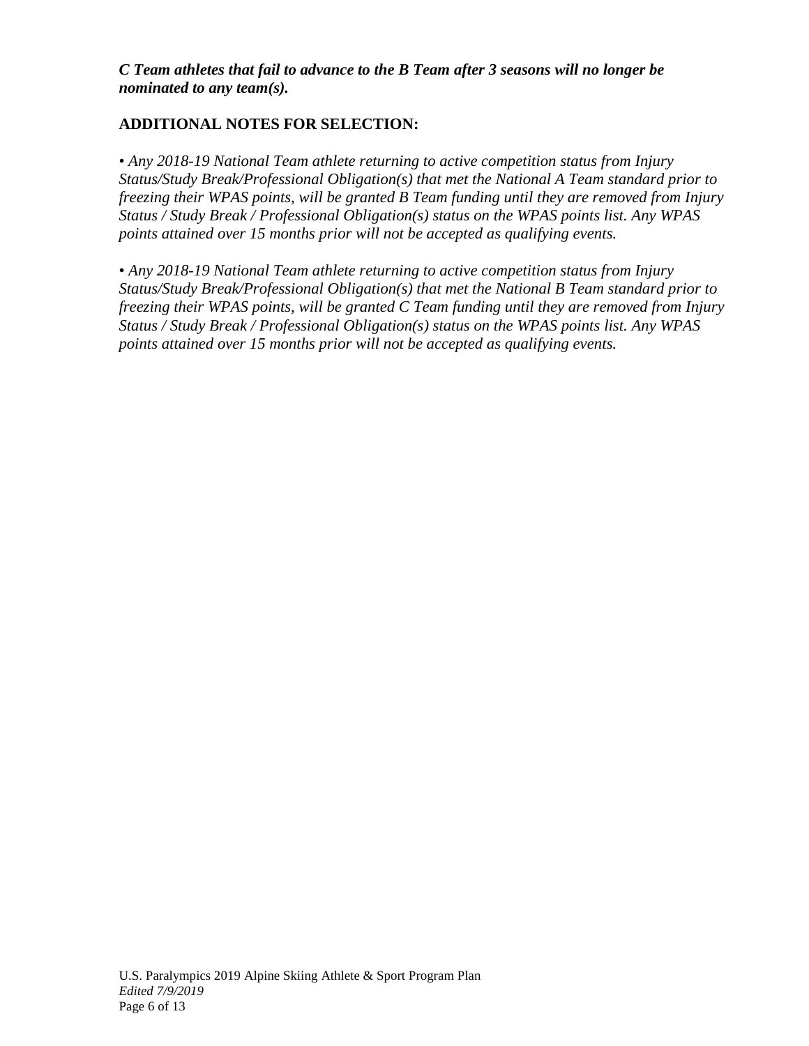***C Team athletes that fail to advance to the B Team after 3 seasons will no longer be nominated to any team(s).***

## ADDITIONAL NOTES FOR SELECTION:

*• Any 2018-19 National Team athlete returning to active competition status from Injury Status/Study Break/Professional Obligation(s) that met the National A Team standard prior to freezing their WPAS points, will be granted B Team funding until they are removed from Injury Status / Study Break / Professional Obligation(s) status on the WPAS points list. Any WPAS points attained over 15 months prior will not be accepted as qualifying events.*

*• Any 2018-19 National Team athlete returning to active competition status from Injury Status/Study Break/Professional Obligation(s) that met the National B Team standard prior to freezing their WPAS points, will be granted C Team funding until they are removed from Injury Status / Study Break / Professional Obligation(s) status on the WPAS points list. Any WPAS points attained over 15 months prior will not be accepted as qualifying events.*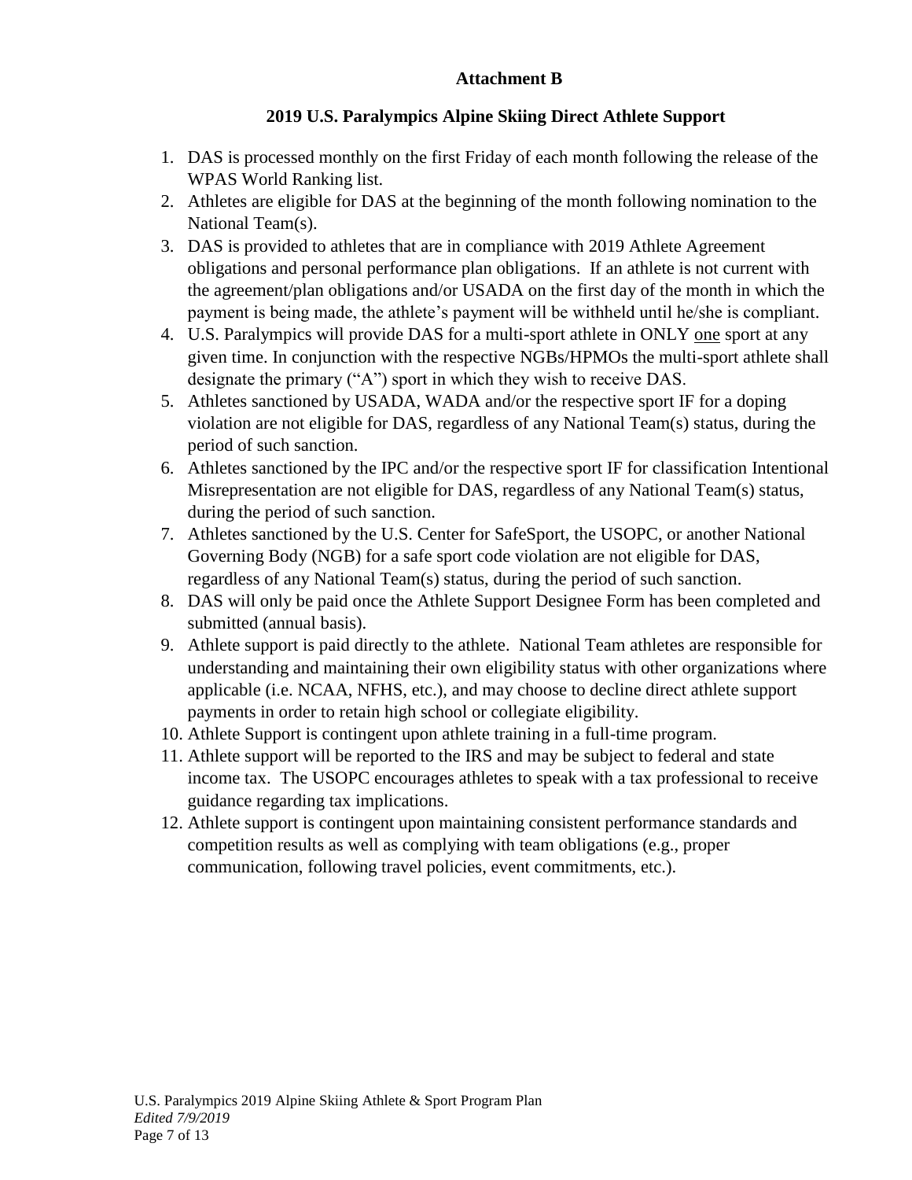## Attachment B

### 2019 U.S. Paralympics Alpine Skiing Direct Athlete Support

1. DAS is processed monthly on the first Friday of each month following the release of the WPAS World Ranking list.
2. Athletes are eligible for DAS at the beginning of the month following nomination to the National Team(s).
3. DAS is provided to athletes that are in compliance with 2019 Athlete Agreement obligations and personal performance plan obligations. If an athlete is not current with the agreement/plan obligations and/or USADA on the first day of the month in which the payment is being made, the athlete's payment will be withheld until he/she is compliant.
4. U.S. Paralympics will provide DAS for a multi-sport athlete in ONLY one sport at any given time. In conjunction with the respective NGBs/HPMOs the multi-sport athlete shall designate the primary ("A") sport in which they wish to receive DAS.
5. Athletes sanctioned by USADA, WADA and/or the respective sport IF for a doping violation are not eligible for DAS, regardless of any National Team(s) status, during the period of such sanction.
6. Athletes sanctioned by the IPC and/or the respective sport IF for classification Intentional Misrepresentation are not eligible for DAS, regardless of any National Team(s) status, during the period of such sanction.
7. Athletes sanctioned by the U.S. Center for SafeSport, the USOPC, or another National Governing Body (NGB) for a safe sport code violation are not eligible for DAS, regardless of any National Team(s) status, during the period of such sanction.
8. DAS will only be paid once the Athlete Support Designee Form has been completed and submitted (annual basis).
9. Athlete support is paid directly to the athlete. National Team athletes are responsible for understanding and maintaining their own eligibility status with other organizations where applicable (i.e. NCAA, NFHS, etc.), and may choose to decline direct athlete support payments in order to retain high school or collegiate eligibility.
10. Athlete Support is contingent upon athlete training in a full-time program.
11. Athlete support will be reported to the IRS and may be subject to federal and state income tax. The USOPC encourages athletes to speak with a tax professional to receive guidance regarding tax implications.
12. Athlete support is contingent upon maintaining consistent performance standards and competition results as well as complying with team obligations (e.g., proper communication, following travel policies, event commitments, etc.).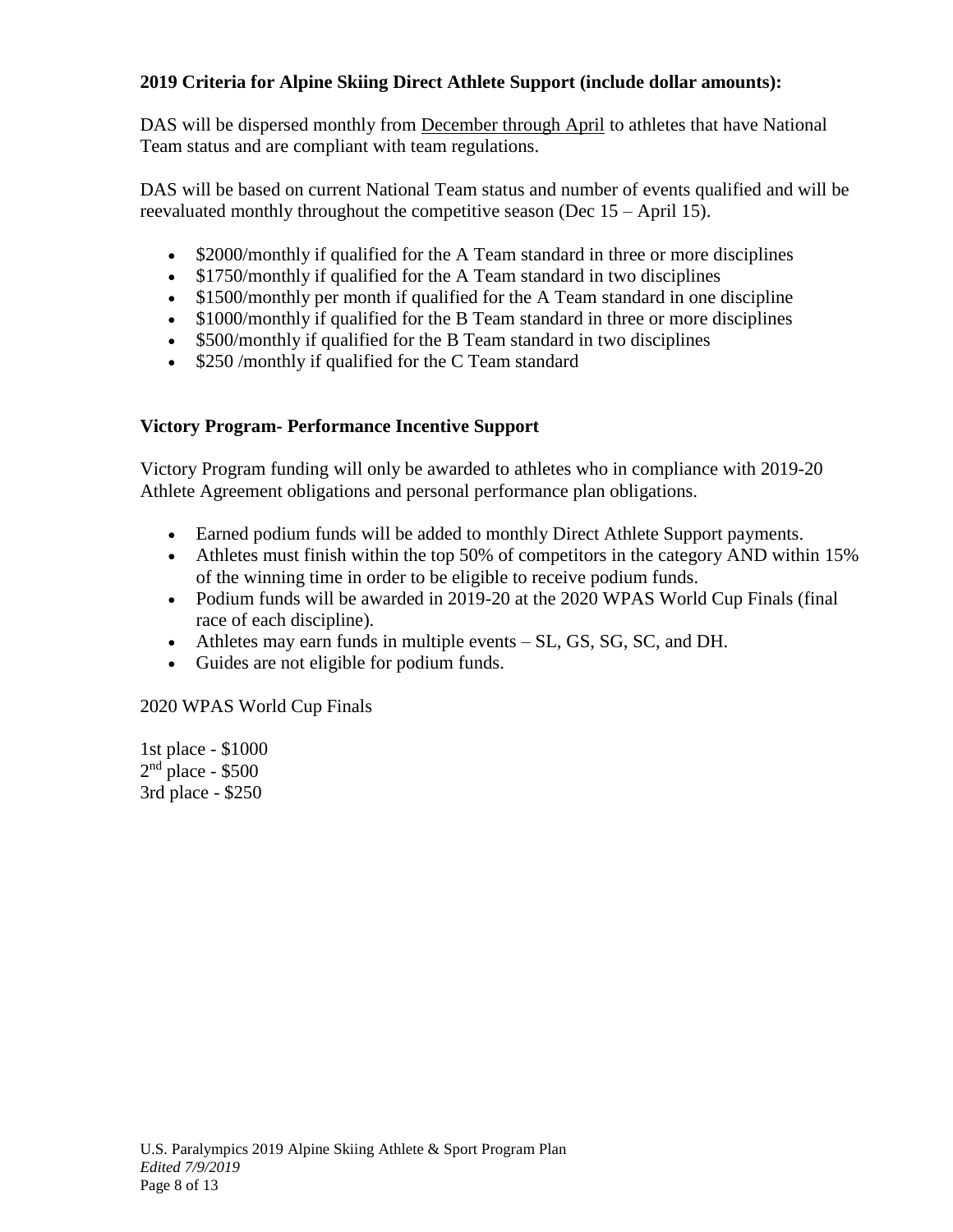**2019 Criteria for Alpine Skiing Direct Athlete Support (include dollar amounts):**

DAS will be dispersed monthly from December through April to athletes that have National Team status and are compliant with team regulations.

DAS will be based on current National Team status and number of events qualified and will be reevaluated monthly throughout the competitive season (Dec 15 – April 15).

- $2000/monthly if qualified for the A Team standard in three or more disciplines
- $1750/monthly if qualified for the A Team standard in two disciplines
- $1500/monthly per month if qualified for the A Team standard in one discipline
- $1000/monthly if qualified for the B Team standard in three or more disciplines
- $500/monthly if qualified for the B Team standard in two disciplines
- $250 /monthly if qualified for the C Team standard

**Victory Program- Performance Incentive Support**

Victory Program funding will only be awarded to athletes who in compliance with 2019-20 Athlete Agreement obligations and personal performance plan obligations.

- Earned podium funds will be added to monthly Direct Athlete Support payments.
- Athletes must finish within the top 50% of competitors in the category AND within 15% of the winning time in order to be eligible to receive podium funds.
- Podium funds will be awarded in 2019-20 at the 2020 WPAS World Cup Finals (final race of each discipline).
- Athletes may earn funds in multiple events – SL, GS, SG, SC, and DH.
- Guides are not eligible for podium funds.

2020 WPAS World Cup Finals

1st place - $1000
2nd place - $500
3rd place - $250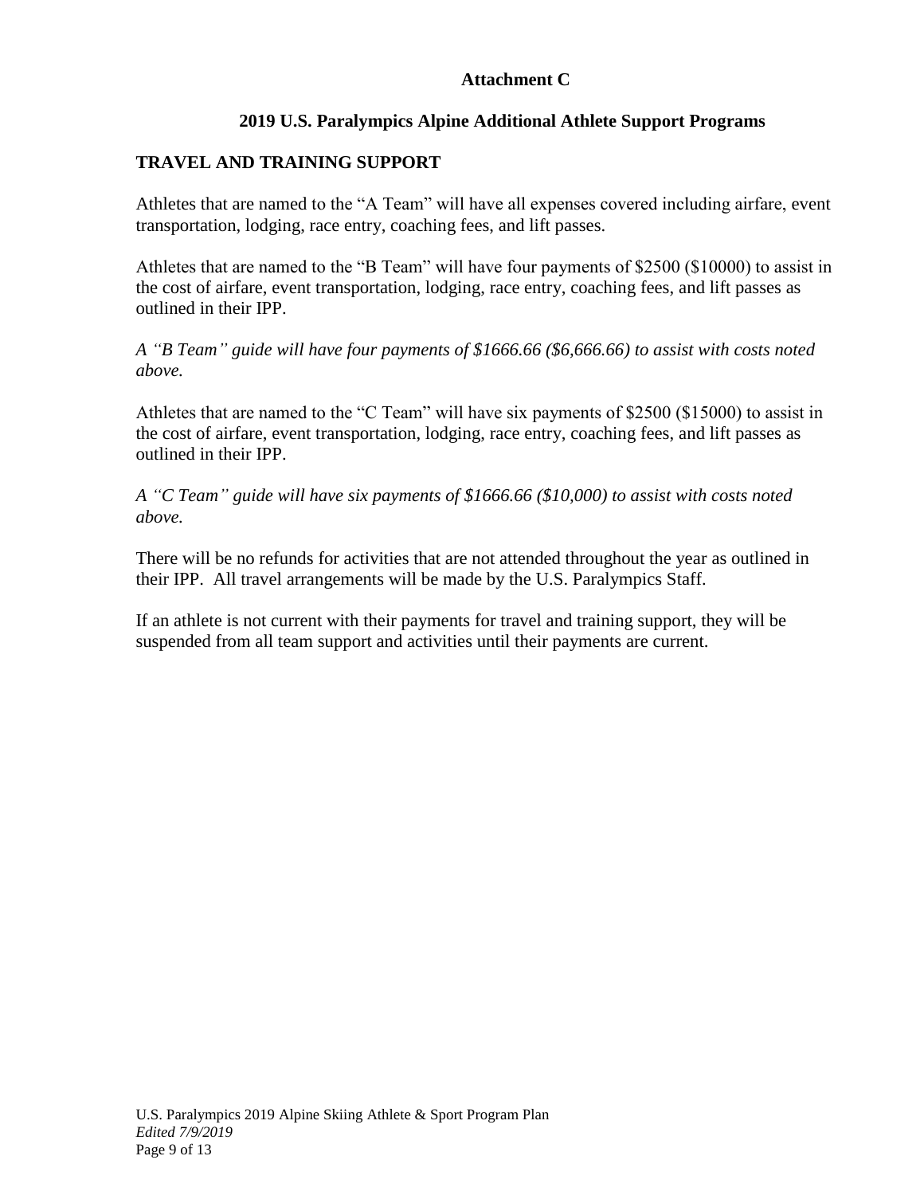**Attachment C**

**2019 U.S. Paralympics Alpine Additional Athlete Support Programs**

## TRAVEL AND TRAINING SUPPORT

Athletes that are named to the "A Team" will have all expenses covered including airfare, event transportation, lodging, race entry, coaching fees, and lift passes.

Athletes that are named to the "B Team" will have four payments of $2500 ($10000) to assist in the cost of airfare, event transportation, lodging, race entry, coaching fees, and lift passes as outlined in their IPP.

*A "B Team" guide will have four payments of $1666.66 ($6,666.66) to assist with costs noted above.*

Athletes that are named to the "C Team" will have six payments of $2500 ($15000) to assist in the cost of airfare, event transportation, lodging, race entry, coaching fees, and lift passes as outlined in their IPP.

*A "C Team" guide will have six payments of $1666.66 ($10,000) to assist with costs noted above.*

There will be no refunds for activities that are not attended throughout the year as outlined in their IPP. All travel arrangements will be made by the U.S. Paralympics Staff.

If an athlete is not current with their payments for travel and training support, they will be suspended from all team support and activities until their payments are current.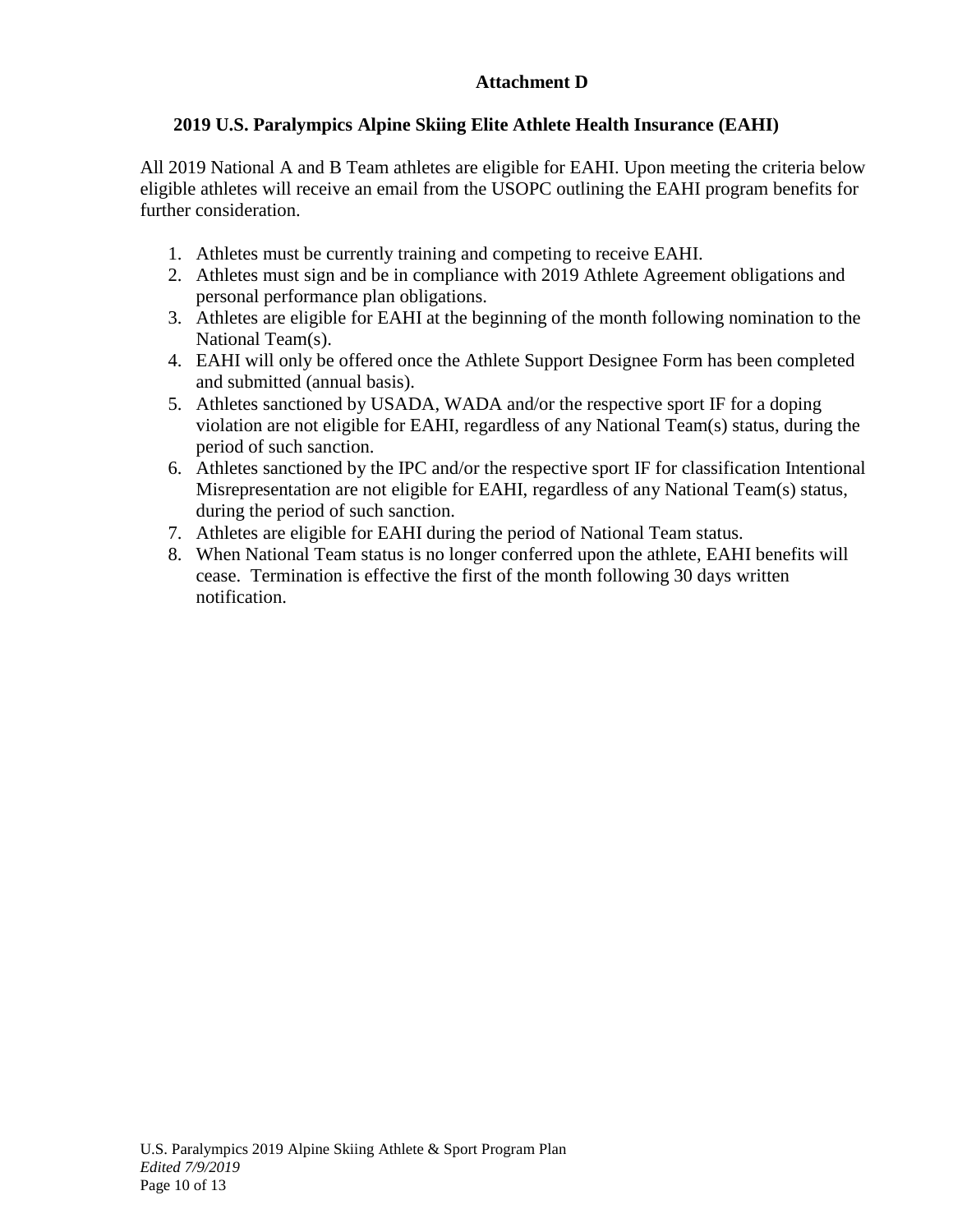**Attachment D**

## 2019 U.S. Paralympics Alpine Skiing Elite Athlete Health Insurance (EAHI)

All 2019 National A and B Team athletes are eligible for EAHI. Upon meeting the criteria below eligible athletes will receive an email from the USOPC outlining the EAHI program benefits for further consideration.

1. Athletes must be currently training and competing to receive EAHI.
2. Athletes must sign and be in compliance with 2019 Athlete Agreement obligations and personal performance plan obligations.
3. Athletes are eligible for EAHI at the beginning of the month following nomination to the National Team(s).
4. EAHI will only be offered once the Athlete Support Designee Form has been completed and submitted (annual basis).
5. Athletes sanctioned by USADA, WADA and/or the respective sport IF for a doping violation are not eligible for EAHI, regardless of any National Team(s) status, during the period of such sanction.
6. Athletes sanctioned by the IPC and/or the respective sport IF for classification Intentional Misrepresentation are not eligible for EAHI, regardless of any National Team(s) status, during the period of such sanction.
7. Athletes are eligible for EAHI during the period of National Team status.
8. When National Team status is no longer conferred upon the athlete, EAHI benefits will cease. Termination is effective the first of the month following 30 days written notification.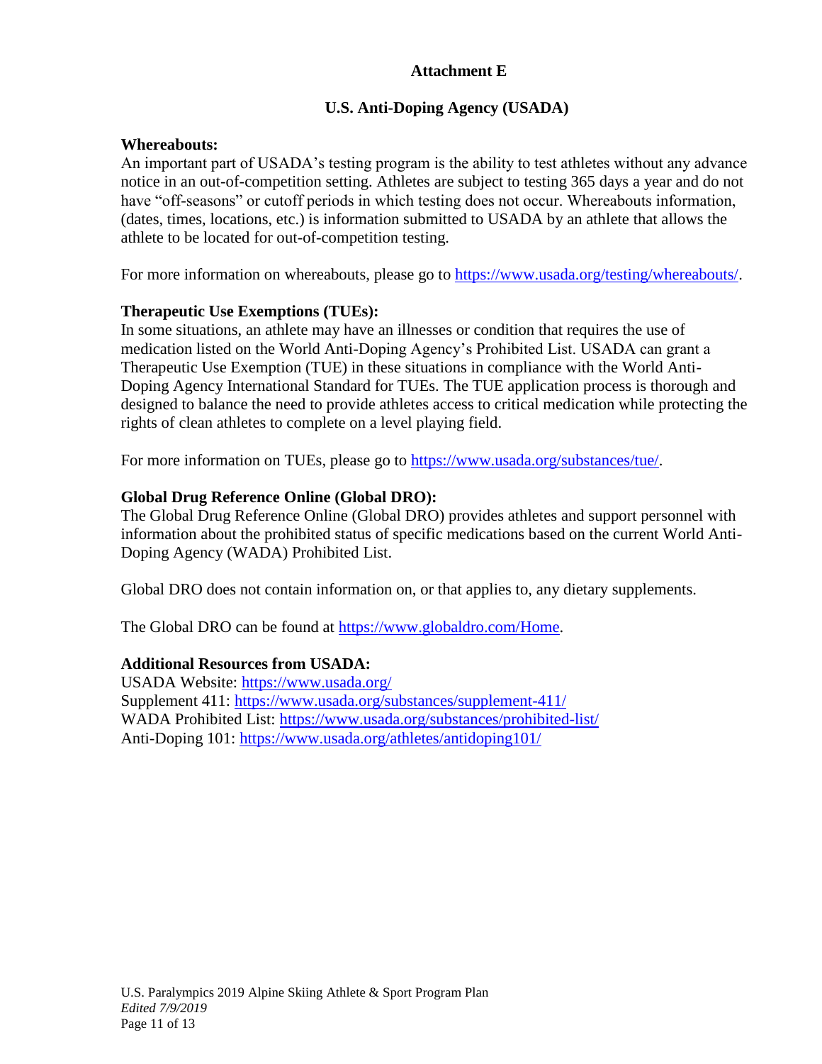## Attachment E

## U.S. Anti-Doping Agency (USADA)

**Whereabouts:**
An important part of USADA's testing program is the ability to test athletes without any advance notice in an out-of-competition setting. Athletes are subject to testing 365 days a year and do not have "off-seasons" or cutoff periods in which testing does not occur. Whereabouts information, (dates, times, locations, etc.) is information submitted to USADA by an athlete that allows the athlete to be located for out-of-competition testing.

For more information on whereabouts, please go to https://www.usada.org/testing/whereabouts/.

**Therapeutic Use Exemptions (TUEs):**
In some situations, an athlete may have an illnesses or condition that requires the use of medication listed on the World Anti-Doping Agency's Prohibited List. USADA can grant a Therapeutic Use Exemption (TUE) in these situations in compliance with the World Anti-Doping Agency International Standard for TUEs. The TUE application process is thorough and designed to balance the need to provide athletes access to critical medication while protecting the rights of clean athletes to complete on a level playing field.

For more information on TUEs, please go to https://www.usada.org/substances/tue/.

**Global Drug Reference Online (Global DRO):**
The Global Drug Reference Online (Global DRO) provides athletes and support personnel with information about the prohibited status of specific medications based on the current World Anti-Doping Agency (WADA) Prohibited List.

Global DRO does not contain information on, or that applies to, any dietary supplements.

The Global DRO can be found at https://www.globaldro.com/Home.

**Additional Resources from USADA:**
USADA Website: https://www.usada.org/
Supplement 411: https://www.usada.org/substances/supplement-411/
WADA Prohibited List: https://www.usada.org/substances/prohibited-list/
Anti-Doping 101: https://www.usada.org/athletes/antidoping101/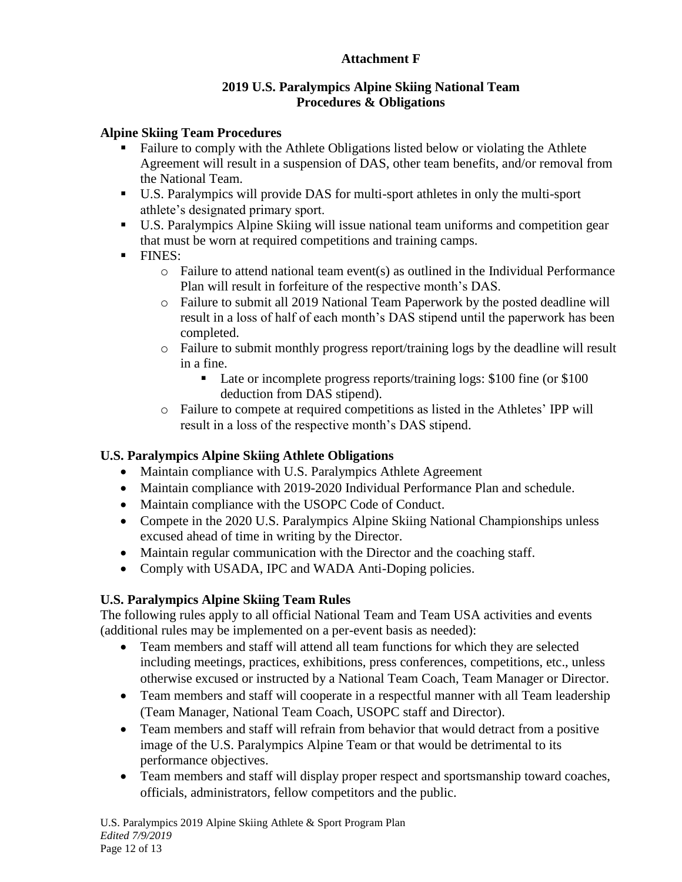**Attachment F**

**2019 U.S. Paralympics Alpine Skiing National Team**
**Procedures & Obligations**

**Alpine Skiing Team Procedures**

- Failure to comply with the Athlete Obligations listed below or violating the Athlete Agreement will result in a suspension of DAS, other team benefits, and/or removal from the National Team.
- U.S. Paralympics will provide DAS for multi-sport athletes in only the multi-sport athlete's designated primary sport.
- U.S. Paralympics Alpine Skiing will issue national team uniforms and competition gear that must be worn at required competitions and training camps.
- FINES:
  - Failure to attend national team event(s) as outlined in the Individual Performance Plan will result in forfeiture of the respective month's DAS.
  - Failure to submit all 2019 National Team Paperwork by the posted deadline will result in a loss of half of each month's DAS stipend until the paperwork has been completed.
  - Failure to submit monthly progress report/training logs by the deadline will result in a fine.
    - Late or incomplete progress reports/training logs: $100 fine (or $100 deduction from DAS stipend).
  - Failure to compete at required competitions as listed in the Athletes' IPP will result in a loss of the respective month's DAS stipend.

**U.S. Paralympics Alpine Skiing Athlete Obligations**

- Maintain compliance with U.S. Paralympics Athlete Agreement
- Maintain compliance with 2019-2020 Individual Performance Plan and schedule.
- Maintain compliance with the USOPC Code of Conduct.
- Compete in the 2020 U.S. Paralympics Alpine Skiing National Championships unless excused ahead of time in writing by the Director.
- Maintain regular communication with the Director and the coaching staff.
- Comply with USADA, IPC and WADA Anti-Doping policies.

**U.S. Paralympics Alpine Skiing Team Rules**

The following rules apply to all official National Team and Team USA activities and events (additional rules may be implemented on a per-event basis as needed):

- Team members and staff will attend all team functions for which they are selected including meetings, practices, exhibitions, press conferences, competitions, etc., unless otherwise excused or instructed by a National Team Coach, Team Manager or Director.
- Team members and staff will cooperate in a respectful manner with all Team leadership (Team Manager, National Team Coach, USOPC staff and Director).
- Team members and staff will refrain from behavior that would detract from a positive image of the U.S. Paralympics Alpine Team or that would be detrimental to its performance objectives.
- Team members and staff will display proper respect and sportsmanship toward coaches, officials, administrators, fellow competitors and the public.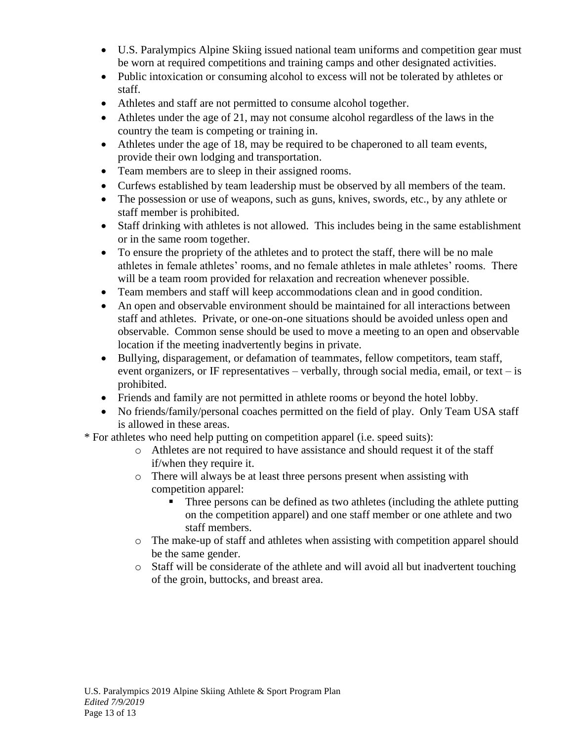- U.S. Paralympics Alpine Skiing issued national team uniforms and competition gear must be worn at required competitions and training camps and other designated activities.
- Public intoxication or consuming alcohol to excess will not be tolerated by athletes or staff.
- Athletes and staff are not permitted to consume alcohol together.
- Athletes under the age of 21, may not consume alcohol regardless of the laws in the country the team is competing or training in.
- Athletes under the age of 18, may be required to be chaperoned to all team events, provide their own lodging and transportation.
- Team members are to sleep in their assigned rooms.
- Curfews established by team leadership must be observed by all members of the team.
- The possession or use of weapons, such as guns, knives, swords, etc., by any athlete or staff member is prohibited.
- Staff drinking with athletes is not allowed. This includes being in the same establishment or in the same room together.
- To ensure the propriety of the athletes and to protect the staff, there will be no male athletes in female athletes' rooms, and no female athletes in male athletes' rooms. There will be a team room provided for relaxation and recreation whenever possible.
- Team members and staff will keep accommodations clean and in good condition.
- An open and observable environment should be maintained for all interactions between staff and athletes. Private, or one-on-one situations should be avoided unless open and observable. Common sense should be used to move a meeting to an open and observable location if the meeting inadvertently begins in private.
- Bullying, disparagement, or defamation of teammates, fellow competitors, team staff, event organizers, or IF representatives – verbally, through social media, email, or text – is prohibited.
- Friends and family are not permitted in athlete rooms or beyond the hotel lobby.
- No friends/family/personal coaches permitted on the field of play. Only Team USA staff is allowed in these areas.

\* For athletes who need help putting on competition apparel (i.e. speed suits):

- Athletes are not required to have assistance and should request it of the staff if/when they require it.
- There will always be at least three persons present when assisting with competition apparel:
  - Three persons can be defined as two athletes (including the athlete putting on the competition apparel) and one staff member or one athlete and two staff members.
- The make-up of staff and athletes when assisting with competition apparel should be the same gender.
- Staff will be considerate of the athlete and will avoid all but inadvertent touching of the groin, buttocks, and breast area.